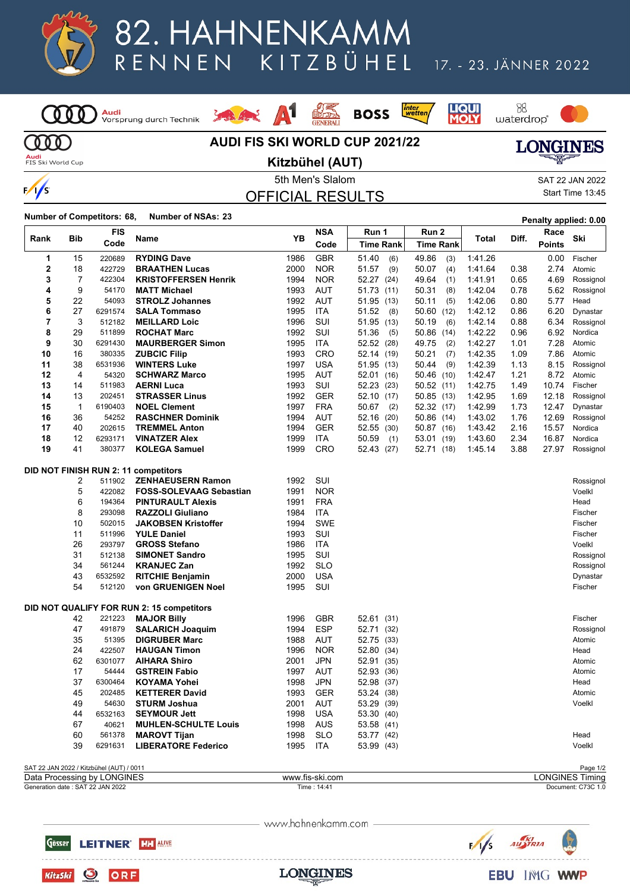# 82. HAHNENKAMM RENNEN KITZBÜHEL

17. - 23. JÄNNER 2022

## AUDI FIS SKI WORLD CUP 2021/22

### Kitzbühel (AUT)

5th Men's Slalom

SAT 22 JAN 2022
Start Time 13:45

## OFFICIAL RESULTS

**Number of Competitors: 68, Number of NSAs: 23**

**Penalty applied: 0.00**

| Rank | Bib | FIS Code | Name | YB | NSA Code | Run 1 Time | Run 1 Rank | Run 2 Time | Run 2 Rank | Total | Diff. | Race Points | Ski |
|---|---|---|---|---|---|---|---|---|---|---|---|---|---|
| 1 | 15 | 220689 | RYDING Dave | 1986 | GBR | 51.40 | (6) | 49.86 | (3) | 1:41.26 | | 0.00 | Fischer |
| 2 | 18 | 422729 | BRAATHEN Lucas | 2000 | NOR | 51.57 | (9) | 50.07 | (4) | 1:41.64 | 0.38 | 2.74 | Atomic |
| 3 | 7 | 422304 | KRISTOFFERSEN Henrik | 1994 | NOR | 52.27 | (24) | 49.64 | (1) | 1:41.91 | 0.65 | 4.69 | Rossignol |
| 4 | 9 | 54170 | MATT Michael | 1993 | AUT | 51.73 | (11) | 50.31 | (8) | 1:42.04 | 0.78 | 5.62 | Rossignol |
| 5 | 22 | 54093 | STROLZ Johannes | 1992 | AUT | 51.95 | (13) | 50.11 | (5) | 1:42.06 | 0.80 | 5.77 | Head |
| 6 | 27 | 6291574 | SALA Tommaso | 1995 | ITA | 51.52 | (8) | 50.60 | (12) | 1:42.12 | 0.86 | 6.20 | Dynastar |
| 7 | 3 | 512182 | MEILLARD Loic | 1996 | SUI | 51.95 | (13) | 50.19 | (6) | 1:42.14 | 0.88 | 6.34 | Rossignol |
| 8 | 29 | 511899 | ROCHAT Marc | 1992 | SUI | 51.36 | (5) | 50.86 | (14) | 1:42.22 | 0.96 | 6.92 | Nordica |
| 9 | 30 | 6291430 | MAURBERGER Simon | 1995 | ITA | 52.52 | (28) | 49.75 | (2) | 1:42.27 | 1.01 | 7.28 | Atomic |
| 10 | 16 | 380335 | ZUBCIC Filip | 1993 | CRO | 52.14 | (19) | 50.21 | (7) | 1:42.35 | 1.09 | 7.86 | Atomic |
| 11 | 38 | 6531936 | WINTERS Luke | 1997 | USA | 51.95 | (13) | 50.44 | (9) | 1:42.39 | 1.13 | 8.15 | Rossignol |
| 12 | 4 | 54320 | SCHWARZ Marco | 1995 | AUT | 52.01 | (16) | 50.46 | (10) | 1:42.47 | 1.21 | 8.72 | Atomic |
| 13 | 14 | 511983 | AERNI Luca | 1993 | SUI | 52.23 | (23) | 50.52 | (11) | 1:42.75 | 1.49 | 10.74 | Fischer |
| 14 | 13 | 202451 | STRASSER Linus | 1992 | GER | 52.10 | (17) | 50.85 | (13) | 1:42.95 | 1.69 | 12.18 | Rossignol |
| 15 | 1 | 6190403 | NOEL Clement | 1997 | FRA | 50.67 | (2) | 52.32 | (17) | 1:42.99 | 1.73 | 12.47 | Dynastar |
| 16 | 36 | 54252 | RASCHNER Dominik | 1994 | AUT | 52.16 | (20) | 50.86 | (14) | 1:43.02 | 1.76 | 12.69 | Rossignol |
| 17 | 40 | 202615 | TREMMEL Anton | 1994 | GER | 52.55 | (30) | 50.87 | (16) | 1:43.42 | 2.16 | 15.57 | Nordica |
| 18 | 12 | 6293171 | VINATZER Alex | 1999 | ITA | 50.59 | (1) | 53.01 | (19) | 1:43.60 | 2.34 | 16.87 | Nordica |
| 19 | 41 | 380377 | KOLEGA Samuel | 1999 | CRO | 52.43 | (27) | 52.71 | (18) | 1:45.14 | 3.88 | 27.97 | Rossignol |

**DID NOT FINISH RUN 2: 11 competitors**

| Bib | FIS Code | Name | YB | NSA Code | Ski |
|---|---|---|---|---|---|
| 2 | 511902 | ZENHAEUSERN Ramon | 1992 | SUI | Rossignol |
| 5 | 422082 | FOSS-SOLEVAAG Sebastian | 1991 | NOR | Voelkl |
| 6 | 194364 | PINTURAULT Alexis | 1991 | FRA | Head |
| 8 | 293098 | RAZZOLI Giuliano | 1984 | ITA | Fischer |
| 10 | 502015 | JAKOBSEN Kristoffer | 1994 | SWE | Fischer |
| 11 | 511996 | YULE Daniel | 1993 | SUI | Fischer |
| 26 | 293797 | GROSS Stefano | 1986 | ITA | Voelkl |
| 31 | 512138 | SIMONET Sandro | 1995 | SUI | Rossignol |
| 34 | 561244 | KRANJEC Zan | 1992 | SLO | Rossignol |
| 43 | 6532592 | RITCHIE Benjamin | 2000 | USA | Dynastar |
| 54 | 512120 | von GRUENIGEN Noel | 1995 | SUI | Fischer |

**DID NOT QUALIFY FOR RUN 2: 15 competitors**

| Bib | FIS Code | Name | YB | NSA Code | Run 1 Time | Run 1 Rank | Ski |
|---|---|---|---|---|---|---|---|
| 42 | 221223 | MAJOR Billy | 1996 | GBR | 52.61 | (31) | Fischer |
| 47 | 491879 | SALARICH Joaquim | 1994 | ESP | 52.71 | (32) | Rossignol |
| 35 | 51395 | DIGRUBER Marc | 1988 | AUT | 52.75 | (33) | Atomic |
| 24 | 422507 | HAUGAN Timon | 1996 | NOR | 52.80 | (34) | Head |
| 62 | 6301077 | AIHARA Shiro | 2001 | JPN | 52.91 | (35) | Atomic |
| 17 | 54444 | GSTREIN Fabio | 1997 | AUT | 52.93 | (36) | Atomic |
| 37 | 6300464 | KOYAMA Yohei | 1998 | JPN | 52.98 | (37) | Head |
| 45 | 202485 | KETTERER David | 1993 | GER | 53.24 | (38) | Atomic |
| 49 | 54630 | STURM Joshua | 2001 | AUT | 53.29 | (39) | Voelkl |
| 44 | 6532163 | SEYMOUR Jett | 1998 | USA | 53.30 | (40) | |
| 67 | 40621 | MUHLEN-SCHULTE Louis | 1998 | AUS | 53.58 | (41) | |
| 60 | 561378 | MAROVT Tijan | 1998 | SLO | 53.77 | (42) | Head |
| 39 | 6291631 | LIBERATORE Federico | 1995 | ITA | 53.99 | (43) | Voelkl |

SAT 22 JAN 2022 / Kitzbühel (AUT) / 0011
Data Processing by LONGINES — www.fis-ski.com — LONGINES Timing
Generation date : SAT 22 JAN 2022 — Time : 14:41 — Document: C73C 1.0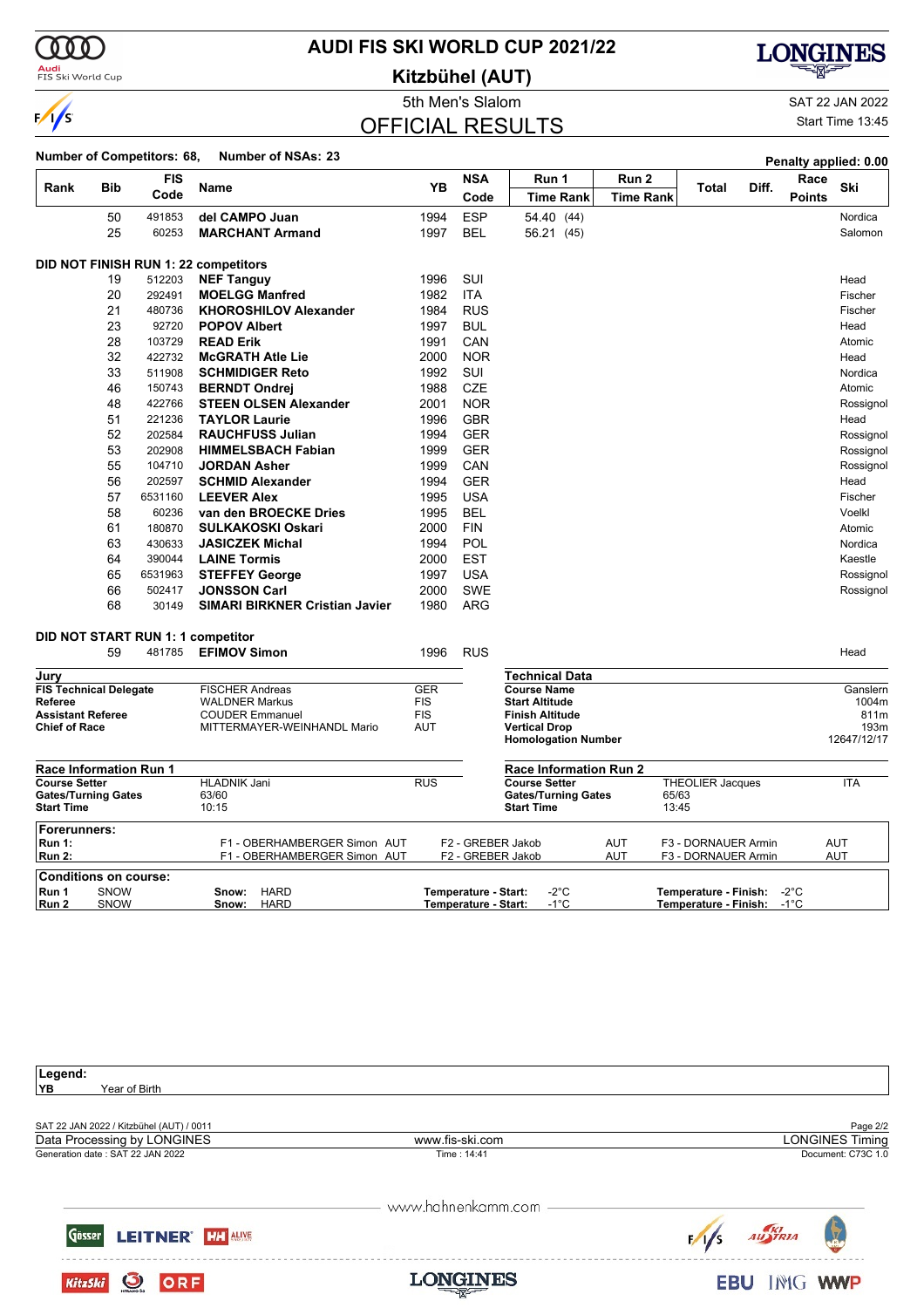# AUDI FIS SKI WORLD CUP 2021/22

## Kitzbühel (AUT)

5th Men's Slalom

# OFFICIAL RESULTS

SAT 22 JAN 2022
Start Time 13:45

**Number of Competitors: 68,** **Number of NSAs: 23**

Penalty applied: 0.00

| Rank | Bib | FIS Code | Name | YB | NSA Code | Run 1 Time Rank | Run 2 Time Rank | Total | Diff. | Race Points | Ski |
|---|---|---|---|---|---|---|---|---|---|---|---|
| | 50 | 491853 | **del CAMPO Juan** | 1994 | ESP | 54.40 (44) | | | | | Nordica |
| | 25 | 60253 | **MARCHANT Armand** | 1997 | BEL | 56.21 (45) | | | | | Salomon |
| **DID NOT FINISH RUN 1: 22 competitors** | | | | | | | | | | | |
| | 19 | 512203 | **NEF Tanguy** | 1996 | SUI | | | | | | Head |
| | 20 | 292491 | **MOELGG Manfred** | 1982 | ITA | | | | | | Fischer |
| | 21 | 480736 | **KHOROSHILOV Alexander** | 1984 | RUS | | | | | | Fischer |
| | 23 | 92720 | **POPOV Albert** | 1997 | BUL | | | | | | Head |
| | 28 | 103729 | **READ Erik** | 1991 | CAN | | | | | | Atomic |
| | 32 | 422732 | **McGRATH Atle Lie** | 2000 | NOR | | | | | | Head |
| | 33 | 511908 | **SCHMIDIGER Reto** | 1992 | SUI | | | | | | Nordica |
| | 46 | 150743 | **BERNDT Ondrej** | 1988 | CZE | | | | | | Atomic |
| | 48 | 422766 | **STEEN OLSEN Alexander** | 2001 | NOR | | | | | | Rossignol |
| | 51 | 221236 | **TAYLOR Laurie** | 1996 | GBR | | | | | | Head |
| | 52 | 202584 | **RAUCHFUSS Julian** | 1994 | GER | | | | | | Rossignol |
| | 53 | 202908 | **HIMMELSBACH Fabian** | 1999 | GER | | | | | | Rossignol |
| | 55 | 104710 | **JORDAN Asher** | 1999 | CAN | | | | | | Rossignol |
| | 56 | 202597 | **SCHMID Alexander** | 1994 | GER | | | | | | Head |
| | 57 | 6531160 | **LEEVER Alex** | 1995 | USA | | | | | | Fischer |
| | 58 | 60236 | **van den BROECKE Dries** | 1995 | BEL | | | | | | Voelkl |
| | 61 | 180870 | **SULKAKOSKI Oskari** | 2000 | FIN | | | | | | Atomic |
| | 63 | 430633 | **JASICZEK Michal** | 1994 | POL | | | | | | Nordica |
| | 64 | 390044 | **LAINE Tormis** | 2000 | EST | | | | | | Kaestle |
| | 65 | 6531963 | **STEFFEY George** | 1997 | USA | | | | | | Rossignol |
| | 66 | 502417 | **JONSSON Carl** | 2000 | SWE | | | | | | Rossignol |
| | 68 | 30149 | **SIMARI BIRKNER Cristian Javier** | 1980 | ARG | | | | | | |
| **DID NOT START RUN 1: 1 competitor** | | | | | | | | | | | |
| | 59 | 481785 | **EFIMOV Simon** | 1996 | RUS | | | | | | Head |

### Jury

| | | |
|---|---|---|
| **FIS Technical Delegate** | FISCHER Andreas | GER |
| **Referee** | WALDNER Markus | FIS |
| **Assistant Referee** | COUDER Emmanuel | FIS |
| **Chief of Race** | MITTERMAYER-WEINHANDL Mario | AUT |

### Technical Data

| | |
|---|---|
| **Course Name** | Ganslern |
| **Start Altitude** | 1004m |
| **Finish Altitude** | 811m |
| **Vertical Drop** | 193m |
| **Homologation Number** | 12647/12/17 |

### Race Information Run 1

| | | |
|---|---|---|
| **Course Setter** | HLADNIK Jani | RUS |
| **Gates/Turning Gates** | 63/60 | |
| **Start Time** | 10:15 | |

### Race Information Run 2

| | | |
|---|---|---|
| **Course Setter** | THEOLIER Jacques | ITA |
| **Gates/Turning Gates** | 65/63 | |
| **Start Time** | 13:45 | |

### Forerunners:

| | | | |
|---|---|---|---|
| **Run 1:** | F1 - OBERHAMBERGER Simon AUT | F2 - GREBER Jakob AUT | F3 - DORNAUER Armin AUT |
| **Run 2:** | F1 - OBERHAMBERGER Simon AUT | F2 - GREBER Jakob AUT | F3 - DORNAUER Armin AUT |

### Conditions on course:

| | | | | |
|---|---|---|---|---|
| **Run 1** | SNOW | **Snow:** HARD | **Temperature - Start:** -2°C | **Temperature - Finish:** -2°C |
| **Run 2** | SNOW | **Snow:** HARD | **Temperature - Start:** -1°C | **Temperature - Finish:** -1°C |

**Legend:**
**YB** Year of Birth

SAT 22 JAN 2022 / Kitzbühel (AUT) / 0011

Data Processing by LONGINES — www.fis-ski.com — LONGINES Timing

Generation date : SAT 22 JAN 2022 — Time : 14:41 — Document: C73C 1.0

www.hahnenkamm.com